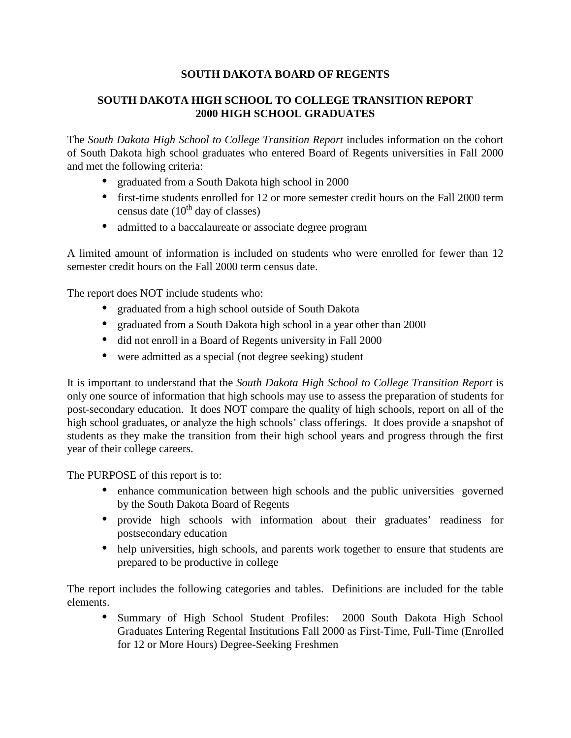# SOUTH DAKOTA BOARD OF REGENTS

## SOUTH DAKOTA HIGH SCHOOL TO COLLEGE TRANSITION REPORT 2000 HIGH SCHOOL GRADUATES

The *South Dakota High School to College Transition Report* includes information on the cohort of South Dakota high school graduates who entered Board of Regents universities in Fall 2000 and met the following criteria:

- graduated from a South Dakota high school in 2000
- first-time students enrolled for 12 or more semester credit hours on the Fall 2000 term census date (10$^{th}$ day of classes)
- admitted to a baccalaureate or associate degree program

A limited amount of information is included on students who were enrolled for fewer than 12 semester credit hours on the Fall 2000 term census date.

The report does NOT include students who:

- graduated from a high school outside of South Dakota
- graduated from a South Dakota high school in a year other than 2000
- did not enroll in a Board of Regents university in Fall 2000
- were admitted as a special (not degree seeking) student

It is important to understand that the *South Dakota High School to College Transition Report* is only one source of information that high schools may use to assess the preparation of students for post-secondary education. It does NOT compare the quality of high schools, report on all of the high school graduates, or analyze the high schools' class offerings. It does provide a snapshot of students as they make the transition from their high school years and progress through the first year of their college careers.

The PURPOSE of this report is to:

- enhance communication between high schools and the public universities governed by the South Dakota Board of Regents
- provide high schools with information about their graduates' readiness for postsecondary education
- help universities, high schools, and parents work together to ensure that students are prepared to be productive in college

The report includes the following categories and tables. Definitions are included for the table elements.

- Summary of High School Student Profiles: 2000 South Dakota High School Graduates Entering Regental Institutions Fall 2000 as First-Time, Full-Time (Enrolled for 12 or More Hours) Degree-Seeking Freshmen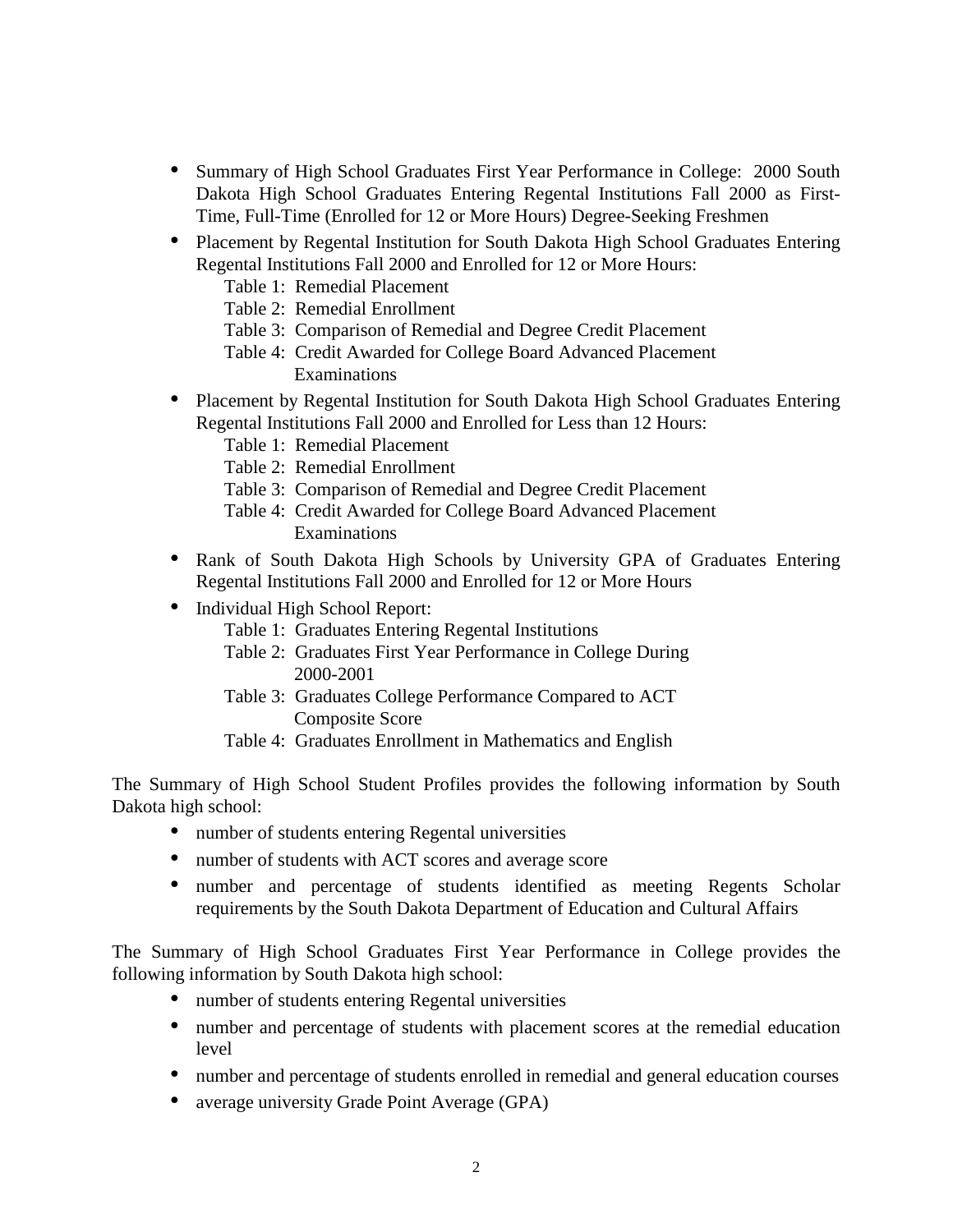- Summary of High School Graduates First Year Performance in College: 2000 South Dakota High School Graduates Entering Regental Institutions Fall 2000 as First-Time, Full-Time (Enrolled for 12 or More Hours) Degree-Seeking Freshmen
- Placement by Regental Institution for South Dakota High School Graduates Entering Regental Institutions Fall 2000 and Enrolled for 12 or More Hours:
  - Table 1: Remedial Placement
  - Table 2: Remedial Enrollment
  - Table 3: Comparison of Remedial and Degree Credit Placement
  - Table 4: Credit Awarded for College Board Advanced Placement Examinations
- Placement by Regental Institution for South Dakota High School Graduates Entering Regental Institutions Fall 2000 and Enrolled for Less than 12 Hours:
  - Table 1: Remedial Placement
  - Table 2: Remedial Enrollment
  - Table 3: Comparison of Remedial and Degree Credit Placement
  - Table 4: Credit Awarded for College Board Advanced Placement Examinations
- Rank of South Dakota High Schools by University GPA of Graduates Entering Regental Institutions Fall 2000 and Enrolled for 12 or More Hours
- Individual High School Report:
  - Table 1: Graduates Entering Regental Institutions
  - Table 2: Graduates First Year Performance in College During 2000-2001
  - Table 3: Graduates College Performance Compared to ACT Composite Score
  - Table 4: Graduates Enrollment in Mathematics and English

The Summary of High School Student Profiles provides the following information by South Dakota high school:

- number of students entering Regental universities
- number of students with ACT scores and average score
- number and percentage of students identified as meeting Regents Scholar requirements by the South Dakota Department of Education and Cultural Affairs

The Summary of High School Graduates First Year Performance in College provides the following information by South Dakota high school:

- number of students entering Regental universities
- number and percentage of students with placement scores at the remedial education level
- number and percentage of students enrolled in remedial and general education courses
- average university Grade Point Average (GPA)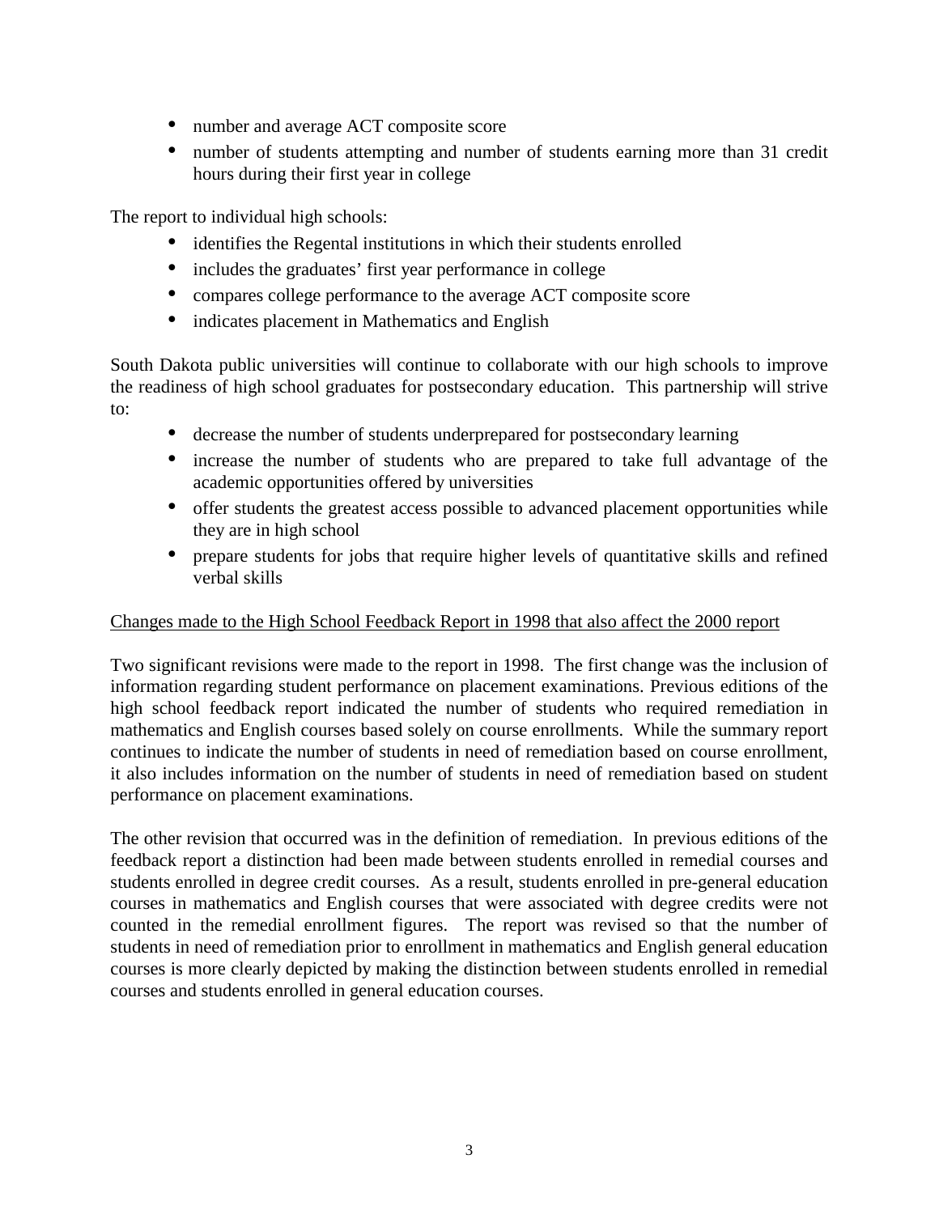- number and average ACT composite score
- number of students attempting and number of students earning more than 31 credit hours during their first year in college

The report to individual high schools:

- identifies the Regental institutions in which their students enrolled
- includes the graduates' first year performance in college
- compares college performance to the average ACT composite score
- indicates placement in Mathematics and English

South Dakota public universities will continue to collaborate with our high schools to improve the readiness of high school graduates for postsecondary education. This partnership will strive to:

- decrease the number of students underprepared for postsecondary learning
- increase the number of students who are prepared to take full advantage of the academic opportunities offered by universities
- offer students the greatest access possible to advanced placement opportunities while they are in high school
- prepare students for jobs that require higher levels of quantitative skills and refined verbal skills

<u>Changes made to the High School Feedback Report in 1998 that also affect the 2000 report</u>

Two significant revisions were made to the report in 1998. The first change was the inclusion of information regarding student performance on placement examinations. Previous editions of the high school feedback report indicated the number of students who required remediation in mathematics and English courses based solely on course enrollments. While the summary report continues to indicate the number of students in need of remediation based on course enrollment, it also includes information on the number of students in need of remediation based on student performance on placement examinations.

The other revision that occurred was in the definition of remediation. In previous editions of the feedback report a distinction had been made between students enrolled in remedial courses and students enrolled in degree credit courses. As a result, students enrolled in pre-general education courses in mathematics and English courses that were associated with degree credits were not counted in the remedial enrollment figures. The report was revised so that the number of students in need of remediation prior to enrollment in mathematics and English general education courses is more clearly depicted by making the distinction between students enrolled in remedial courses and students enrolled in general education courses.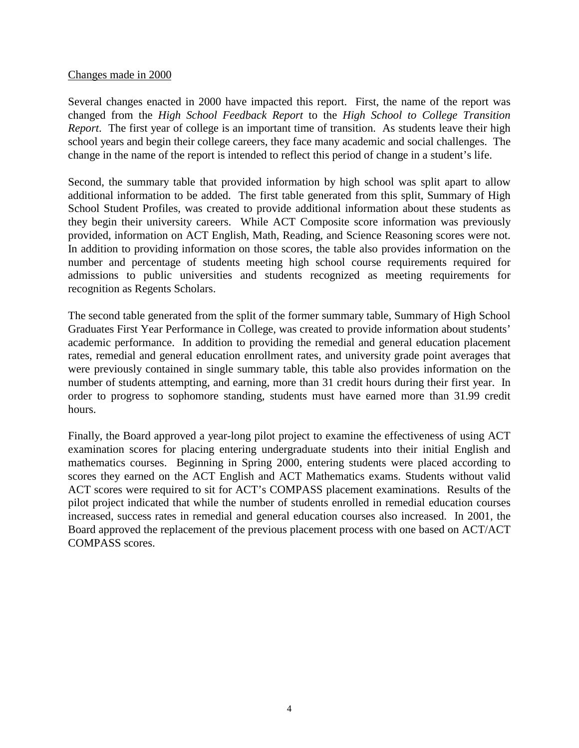<u>Changes made in 2000</u>

Several changes enacted in 2000 have impacted this report. First, the name of the report was changed from the *High School Feedback Report* to the *High School to College Transition Report*. The first year of college is an important time of transition. As students leave their high school years and begin their college careers, they face many academic and social challenges. The change in the name of the report is intended to reflect this period of change in a student's life.

Second, the summary table that provided information by high school was split apart to allow additional information to be added. The first table generated from this split, Summary of High School Student Profiles, was created to provide additional information about these students as they begin their university careers. While ACT Composite score information was previously provided, information on ACT English, Math, Reading, and Science Reasoning scores were not. In addition to providing information on those scores, the table also provides information on the number and percentage of students meeting high school course requirements required for admissions to public universities and students recognized as meeting requirements for recognition as Regents Scholars.

The second table generated from the split of the former summary table, Summary of High School Graduates First Year Performance in College, was created to provide information about students' academic performance. In addition to providing the remedial and general education placement rates, remedial and general education enrollment rates, and university grade point averages that were previously contained in single summary table, this table also provides information on the number of students attempting, and earning, more than 31 credit hours during their first year. In order to progress to sophomore standing, students must have earned more than 31.99 credit hours.

Finally, the Board approved a year-long pilot project to examine the effectiveness of using ACT examination scores for placing entering undergraduate students into their initial English and mathematics courses. Beginning in Spring 2000, entering students were placed according to scores they earned on the ACT English and ACT Mathematics exams. Students without valid ACT scores were required to sit for ACT's COMPASS placement examinations. Results of the pilot project indicated that while the number of students enrolled in remedial education courses increased, success rates in remedial and general education courses also increased. In 2001, the Board approved the replacement of the previous placement process with one based on ACT/ACT COMPASS scores.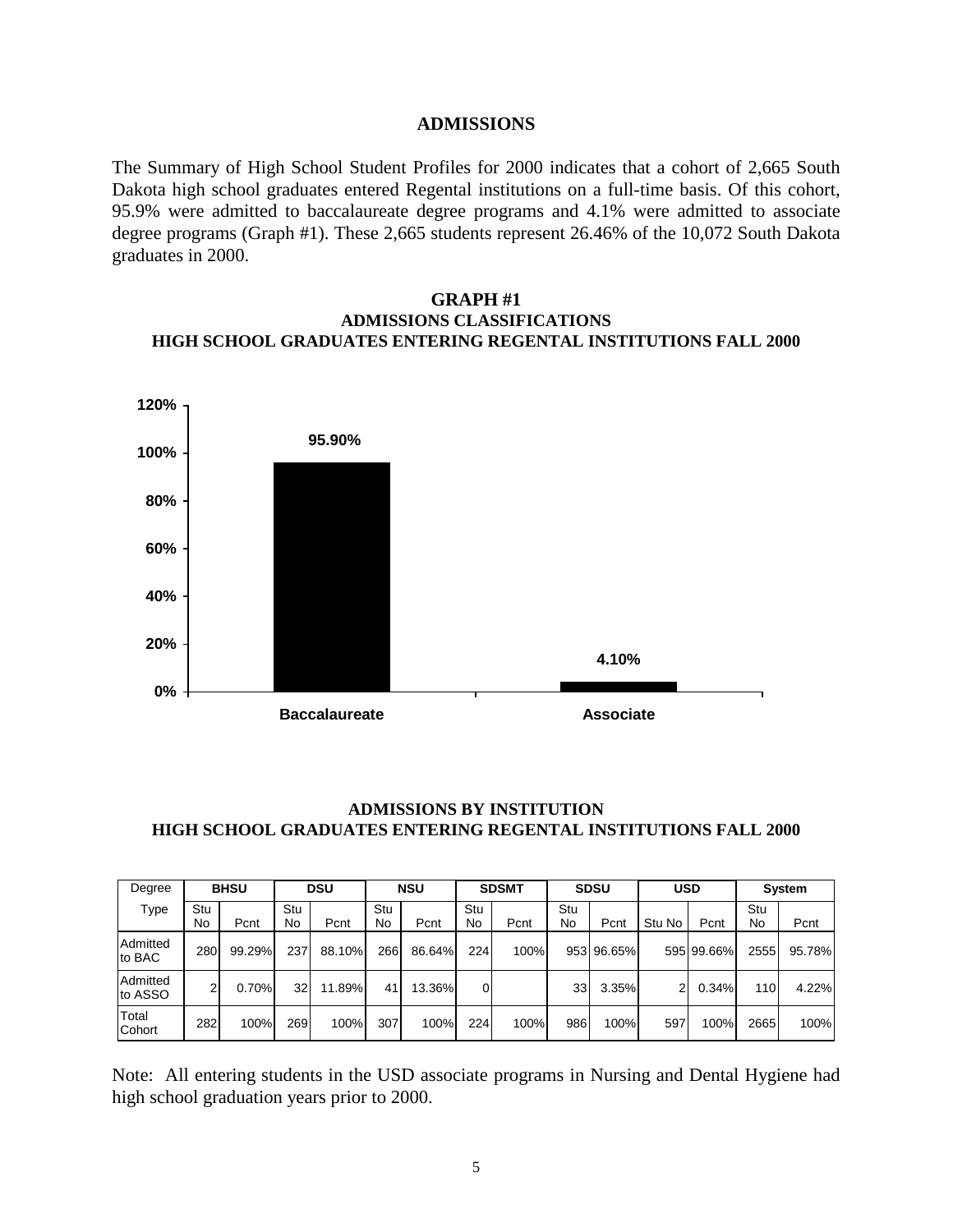## ADMISSIONS

The Summary of High School Student Profiles for 2000 indicates that a cohort of 2,665 South Dakota high school graduates entered Regental institutions on a full-time basis. Of this cohort, 95.9% were admitted to baccalaureate degree programs and 4.1% were admitted to associate degree programs (Graph #1). These 2,665 students represent 26.46% of the 10,072 South Dakota graduates in 2000.

### GRAPH #1
### ADMISSIONS CLASSIFICATIONS
### HIGH SCHOOL GRADUATES ENTERING REGENTAL INSTITUTIONS FALL 2000

| Classification | Percent |
|---|---|
| Baccalaureate | 95.90% |
| Associate | 4.10% |

### ADMISSIONS BY INSTITUTION
### HIGH SCHOOL GRADUATES ENTERING REGENTAL INSTITUTIONS FALL 2000

| Degree | BHSU | | DSU | | NSU | | SDSMT | | SDSU | | USD | | System | |
|---|---|---|---|---|---|---|---|---|---|---|---|---|---|---|
| Type | Stu No | Pcnt | Stu No | Pcnt | Stu No | Pcnt | Stu No | Pcnt | Stu No | Pcnt | Stu No | Pcnt | Stu No | Pcnt |
| Admitted to BAC | 280 | 99.29% | 237 | 88.10% | 266 | 86.64% | 224 | 100% | 953 | 96.65% | 595 | 99.66% | 2555 | 95.78% |
| Admitted to ASSO | 2 | 0.70% | 32 | 11.89% | 41 | 13.36% | 0 | | 33 | 3.35% | 2 | 0.34% | 110 | 4.22% |
| Total Cohort | 282 | 100% | 269 | 100% | 307 | 100% | 224 | 100% | 986 | 100% | 597 | 100% | 2665 | 100% |

Note: All entering students in the USD associate programs in Nursing and Dental Hygiene had high school graduation years prior to 2000.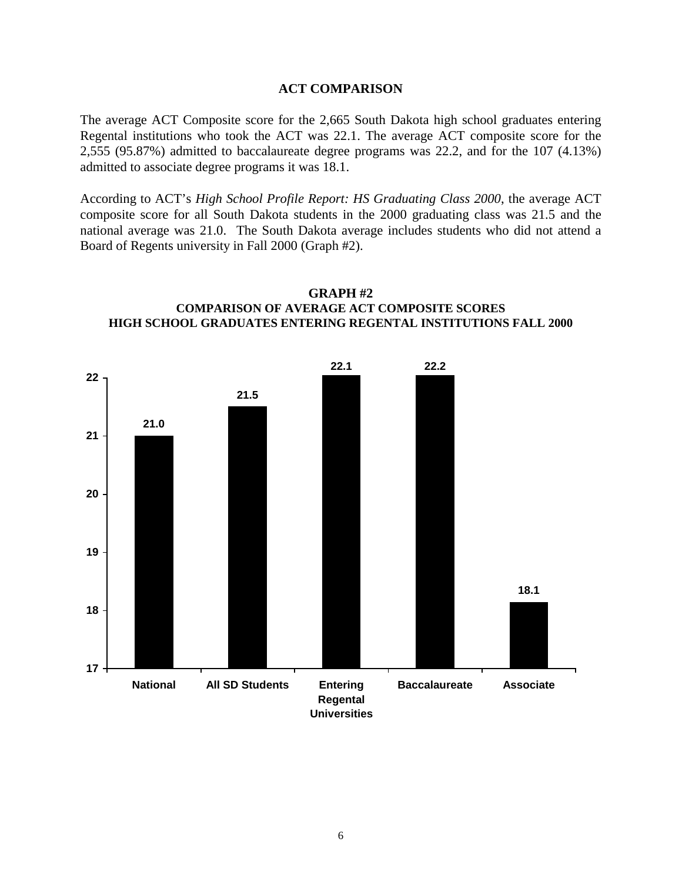## ACT COMPARISON

The average ACT Composite score for the 2,665 South Dakota high school graduates entering Regental institutions who took the ACT was 22.1. The average ACT composite score for the 2,555 (95.87%) admitted to baccalaureate degree programs was 22.2, and for the 107 (4.13%) admitted to associate degree programs it was 18.1.

According to ACT's *High School Profile Report: HS Graduating Class 2000*, the average ACT composite score for all South Dakota students in the 2000 graduating class was 21.5 and the national average was 21.0. The South Dakota average includes students who did not attend a Board of Regents university in Fall 2000 (Graph #2).

**GRAPH #2**
**COMPARISON OF AVERAGE ACT COMPOSITE SCORES**
**HIGH SCHOOL GRADUATES ENTERING REGENTAL INSTITUTIONS FALL 2000**

| Category | Average ACT Composite |
|---|---|
| National | 21.0 |
| All SD Students | 21.5 |
| Entering Regental Universities | 22.1 |
| Baccalaureate | 22.2 |
| Associate | 18.1 |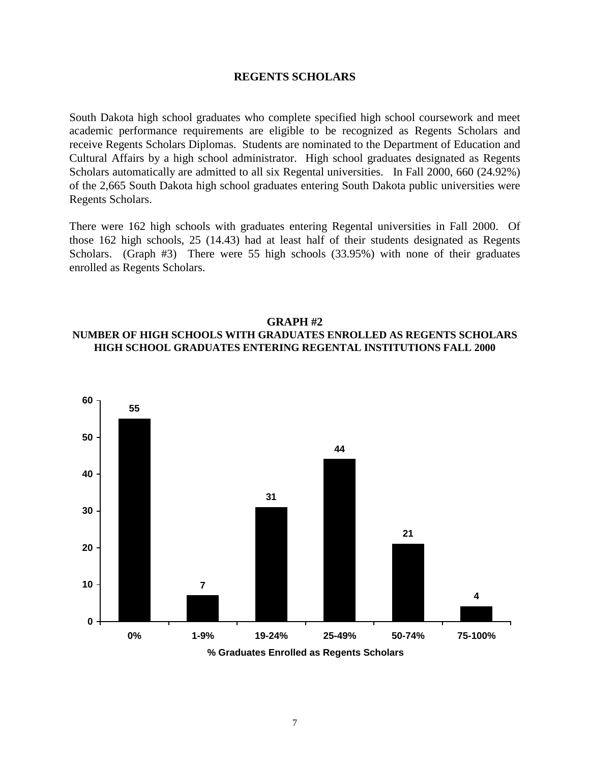## REGENTS SCHOLARS

South Dakota high school graduates who complete specified high school coursework and meet academic performance requirements are eligible to be recognized as Regents Scholars and receive Regents Scholars Diplomas. Students are nominated to the Department of Education and Cultural Affairs by a high school administrator. High school graduates designated as Regents Scholars automatically are admitted to all six Regental universities. In Fall 2000, 660 (24.92%) of the 2,665 South Dakota high school graduates entering South Dakota public universities were Regents Scholars.

There were 162 high schools with graduates entering Regental universities in Fall 2000. Of those 162 high schools, 25 (14.43) had at least half of their students designated as Regents Scholars. (Graph #3) There were 55 high schools (33.95%) with none of their graduates enrolled as Regents Scholars.

**GRAPH #2**
**NUMBER OF HIGH SCHOOLS WITH GRADUATES ENROLLED AS REGENTS SCHOLARS**
**HIGH SCHOOL GRADUATES ENTERING REGENTAL INSTITUTIONS FALL 2000**

| % Graduates Enrolled as Regents Scholars | Number of High Schools |
|---|---|
| 0% | 55 |
| 1-9% | 7 |
| 19-24% | 31 |
| 25-49% | 44 |
| 50-74% | 21 |
| 75-100% | 4 |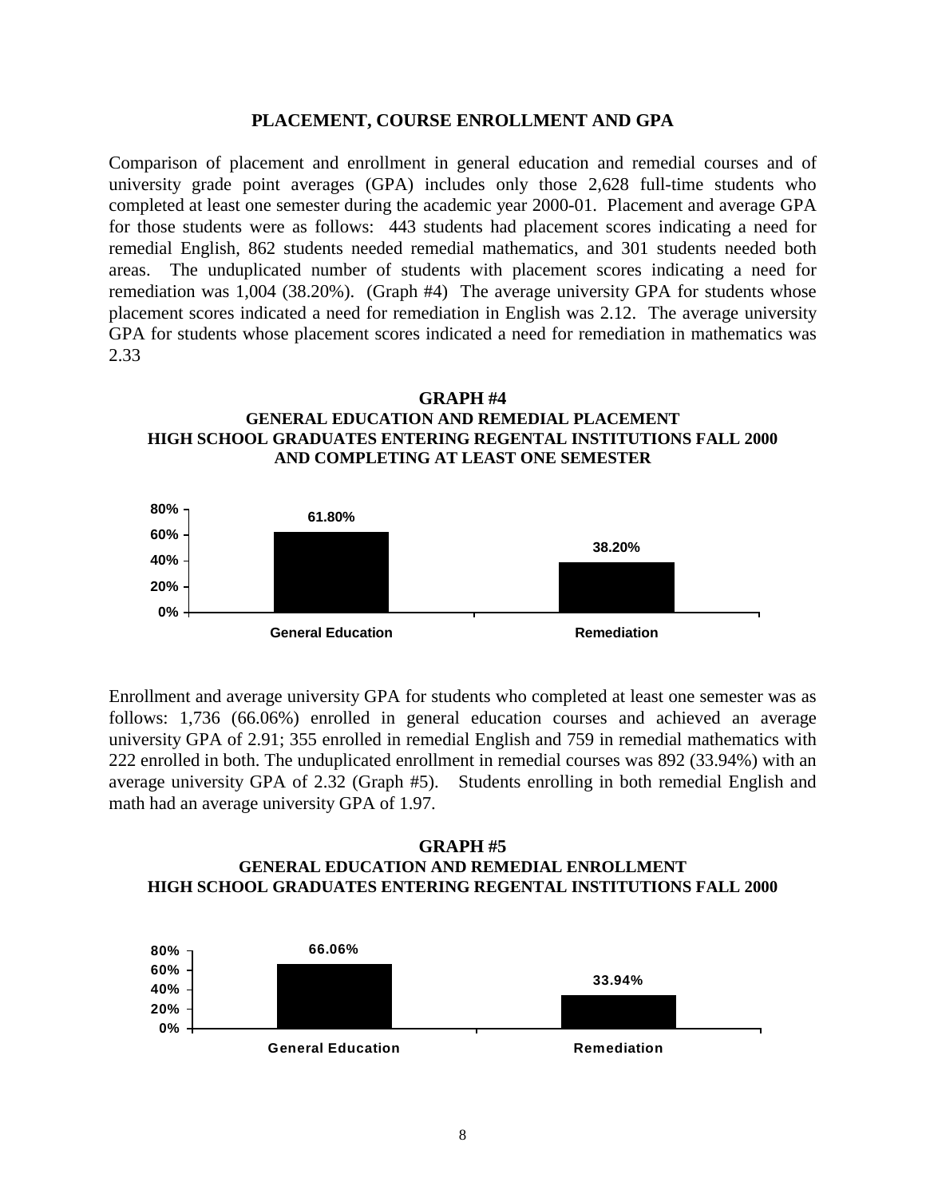## PLACEMENT, COURSE ENROLLMENT AND GPA

Comparison of placement and enrollment in general education and remedial courses and of university grade point averages (GPA) includes only those 2,628 full-time students who completed at least one semester during the academic year 2000-01. Placement and average GPA for those students were as follows: 443 students had placement scores indicating a need for remedial English, 862 students needed remedial mathematics, and 301 students needed both areas. The unduplicated number of students with placement scores indicating a need for remediation was 1,004 (38.20%). (Graph #4) The average university GPA for students whose placement scores indicated a need for remediation in English was 2.12. The average university GPA for students whose placement scores indicated a need for remediation in mathematics was 2.33

**GRAPH #4**
**GENERAL EDUCATION AND REMEDIAL PLACEMENT**
**HIGH SCHOOL GRADUATES ENTERING REGENTAL INSTITUTIONS FALL 2000 AND COMPLETING AT LEAST ONE SEMESTER**

| General Education | Remediation |
|---|---|
| 61.80% | 38.20% |

Enrollment and average university GPA for students who completed at least one semester was as follows: 1,736 (66.06%) enrolled in general education courses and achieved an average university GPA of 2.91; 355 enrolled in remedial English and 759 in remedial mathematics with 222 enrolled in both. The unduplicated enrollment in remedial courses was 892 (33.94%) with an average university GPA of 2.32 (Graph #5). Students enrolling in both remedial English and math had an average university GPA of 1.97.

**GRAPH #5**
**GENERAL EDUCATION AND REMEDIAL ENROLLMENT**
**HIGH SCHOOL GRADUATES ENTERING REGENTAL INSTITUTIONS FALL 2000**

| General Education | Remediation |
|---|---|
| 66.06% | 33.94% |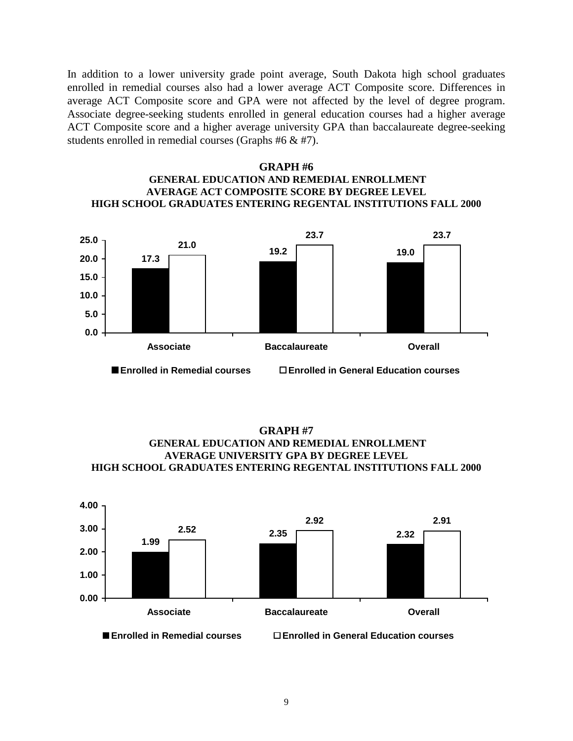In addition to a lower university grade point average, South Dakota high school graduates enrolled in remedial courses also had a lower average ACT Composite score. Differences in average ACT Composite score and GPA were not affected by the level of degree program. Associate degree-seeking students enrolled in general education courses had a higher average ACT Composite score and a higher average university GPA than baccalaureate degree-seeking students enrolled in remedial courses (Graphs #6 & #7).

**GRAPH #6**
**GENERAL EDUCATION AND REMEDIAL ENROLLMENT**
**AVERAGE ACT COMPOSITE SCORE BY DEGREE LEVEL**
**HIGH SCHOOL GRADUATES ENTERING REGENTAL INSTITUTIONS FALL 2000**

| | Enrolled in Remedial courses | Enrolled in General Education courses |
|---|---|---|
| Associate | 17.3 | 21.0 |
| Baccalaureate | 19.2 | 23.7 |
| Overall | 19.0 | 23.7 |

**GRAPH #7**
**GENERAL EDUCATION AND REMEDIAL ENROLLMENT**
**AVERAGE UNIVERSITY GPA BY DEGREE LEVEL**
**HIGH SCHOOL GRADUATES ENTERING REGENTAL INSTITUTIONS FALL 2000**

| | Enrolled in Remedial courses | Enrolled in General Education courses |
|---|---|---|
| Associate | 1.99 | 2.52 |
| Baccalaureate | 2.35 | 2.92 |
| Overall | 2.32 | 2.91 |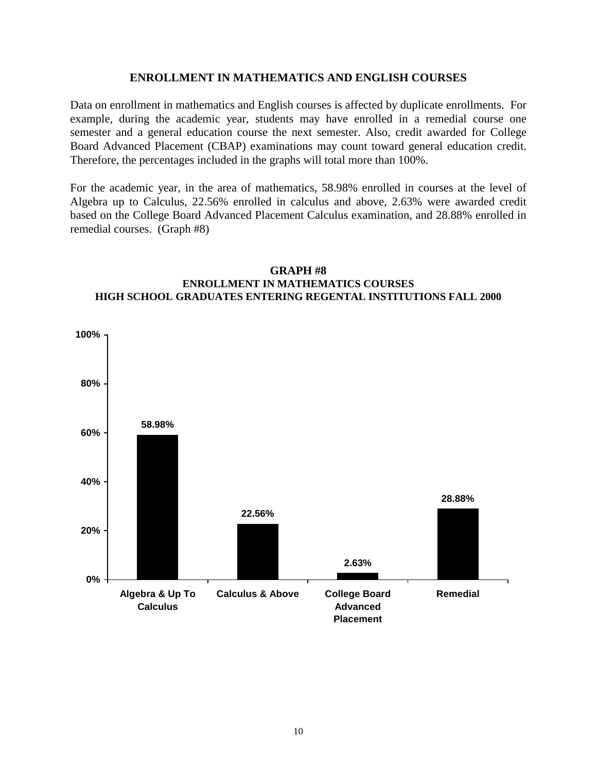## ENROLLMENT IN MATHEMATICS AND ENGLISH COURSES

Data on enrollment in mathematics and English courses is affected by duplicate enrollments. For example, during the academic year, students may have enrolled in a remedial course one semester and a general education course the next semester. Also, credit awarded for College Board Advanced Placement (CBAP) examinations may count toward general education credit. Therefore, the percentages included in the graphs will total more than 100%.

For the academic year, in the area of mathematics, 58.98% enrolled in courses at the level of Algebra up to Calculus, 22.56% enrolled in calculus and above, 2.63% were awarded credit based on the College Board Advanced Placement Calculus examination, and 28.88% enrolled in remedial courses. (Graph #8)

**GRAPH #8**
**ENROLLMENT IN MATHEMATICS COURSES**
**HIGH SCHOOL GRADUATES ENTERING REGENTAL INSTITUTIONS FALL 2000**

| Course Level | Percentage |
|---|---|
| Algebra & Up To Calculus | 58.98% |
| Calculus & Above | 22.56% |
| College Board Advanced Placement | 2.63% |
| Remedial | 28.88% |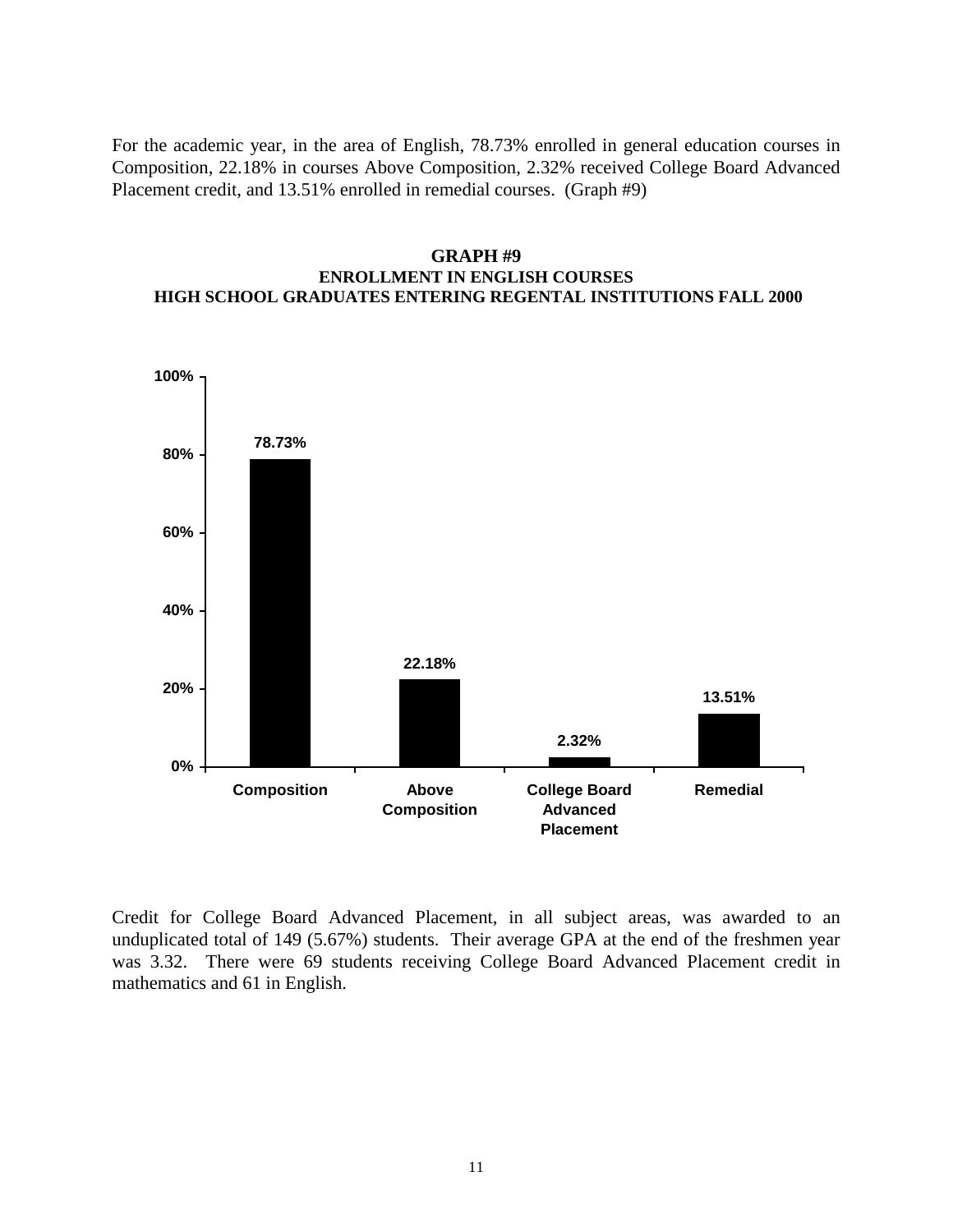For the academic year, in the area of English, 78.73% enrolled in general education courses in Composition, 22.18% in courses Above Composition, 2.32% received College Board Advanced Placement credit, and 13.51% enrolled in remedial courses. (Graph #9)

**GRAPH #9**
**ENROLLMENT IN ENGLISH COURSES**
**HIGH SCHOOL GRADUATES ENTERING REGENTAL INSTITUTIONS FALL 2000**

| Course | Percent |
|---|---|
| Composition | 78.73% |
| Above Composition | 22.18% |
| College Board Advanced Placement | 2.32% |
| Remedial | 13.51% |

Credit for College Board Advanced Placement, in all subject areas, was awarded to an unduplicated total of 149 (5.67%) students. Their average GPA at the end of the freshmen year was 3.32. There were 69 students receiving College Board Advanced Placement credit in mathematics and 61 in English.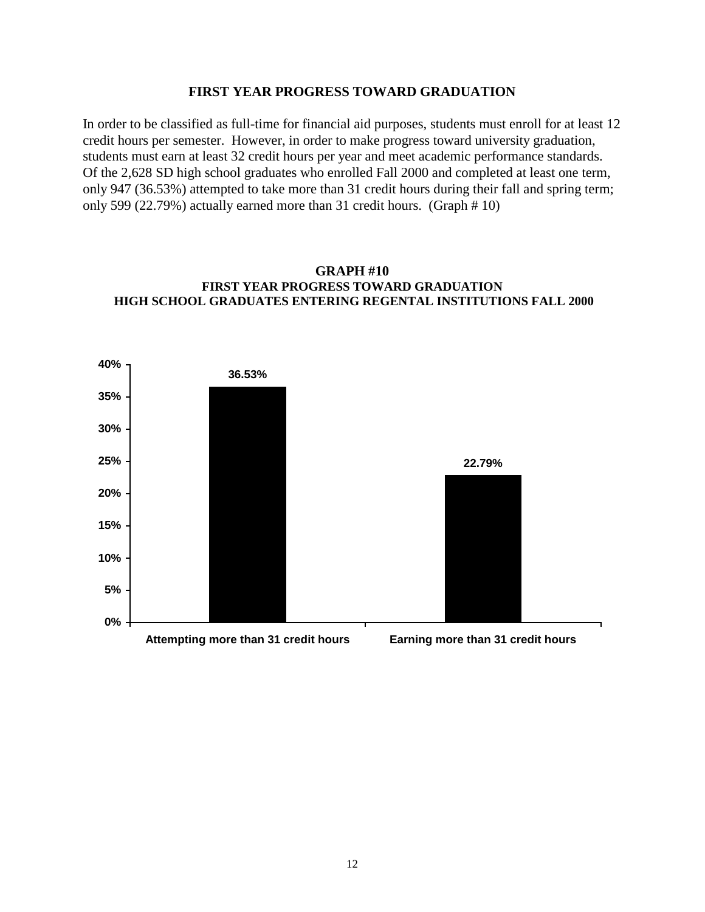## FIRST YEAR PROGRESS TOWARD GRADUATION

In order to be classified as full-time for financial aid purposes, students must enroll for at least 12 credit hours per semester. However, in order to make progress toward university graduation, students must earn at least 32 credit hours per year and meet academic performance standards. Of the 2,628 SD high school graduates who enrolled Fall 2000 and completed at least one term, only 947 (36.53%) attempted to take more than 31 credit hours during their fall and spring term; only 599 (22.79%) actually earned more than 31 credit hours. (Graph # 10)

**GRAPH #10**
**FIRST YEAR PROGRESS TOWARD GRADUATION**
**HIGH SCHOOL GRADUATES ENTERING REGENTAL INSTITUTIONS FALL 2000**

| Category | Percent |
|---|---|
| Attempting more than 31 credit hours | 36.53% |
| Earning more than 31 credit hours | 22.79% |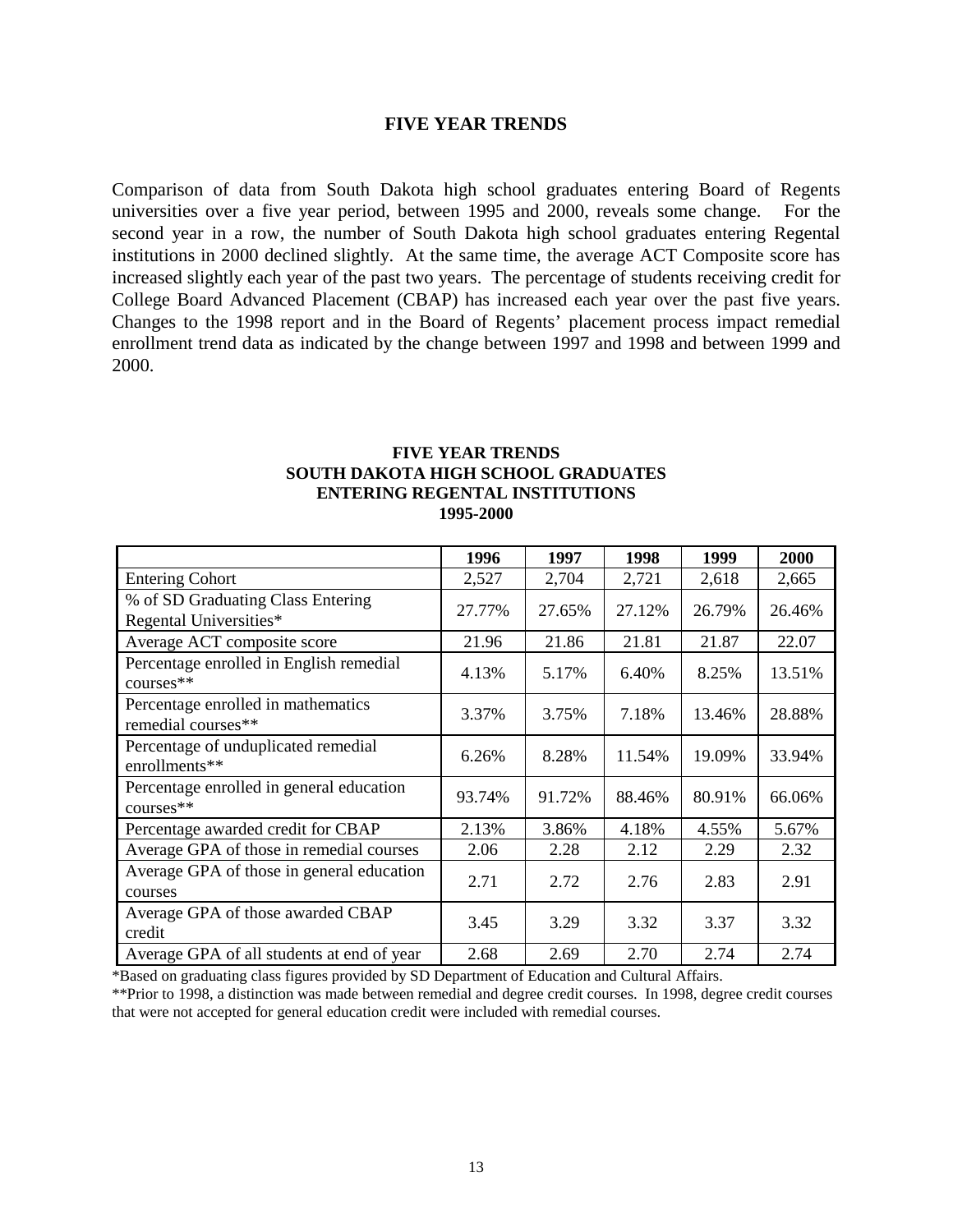# FIVE YEAR TRENDS

Comparison of data from South Dakota high school graduates entering Board of Regents universities over a five year period, between 1995 and 2000, reveals some change. For the second year in a row, the number of South Dakota high school graduates entering Regental institutions in 2000 declined slightly. At the same time, the average ACT Composite score has increased slightly each year of the past two years. The percentage of students receiving credit for College Board Advanced Placement (CBAP) has increased each year over the past five years. Changes to the 1998 report and in the Board of Regents' placement process impact remedial enrollment trend data as indicated by the change between 1997 and 1998 and between 1999 and 2000.

## FIVE YEAR TRENDS
## SOUTH DAKOTA HIGH SCHOOL GRADUATES
## ENTERING REGENTAL INSTITUTIONS
## 1995-2000

| | 1996 | 1997 | 1998 | 1999 | 2000 |
|---|---|---|---|---|---|
| Entering Cohort | 2,527 | 2,704 | 2,721 | 2,618 | 2,665 |
| % of SD Graduating Class Entering Regental Universities* | 27.77% | 27.65% | 27.12% | 26.79% | 26.46% |
| Average ACT composite score | 21.96 | 21.86 | 21.81 | 21.87 | 22.07 |
| Percentage enrolled in English remedial courses** | 4.13% | 5.17% | 6.40% | 8.25% | 13.51% |
| Percentage enrolled in mathematics remedial courses** | 3.37% | 3.75% | 7.18% | 13.46% | 28.88% |
| Percentage of unduplicated remedial enrollments** | 6.26% | 8.28% | 11.54% | 19.09% | 33.94% |
| Percentage enrolled in general education courses** | 93.74% | 91.72% | 88.46% | 80.91% | 66.06% |
| Percentage awarded credit for CBAP | 2.13% | 3.86% | 4.18% | 4.55% | 5.67% |
| Average GPA of those in remedial courses | 2.06 | 2.28 | 2.12 | 2.29 | 2.32 |
| Average GPA of those in general education courses | 2.71 | 2.72 | 2.76 | 2.83 | 2.91 |
| Average GPA of those awarded CBAP credit | 3.45 | 3.29 | 3.32 | 3.37 | 3.32 |
| Average GPA of all students at end of year | 2.68 | 2.69 | 2.70 | 2.74 | 2.74 |

*Based on graduating class figures provided by SD Department of Education and Cultural Affairs.

**Prior to 1998, a distinction was made between remedial and degree credit courses. In 1998, degree credit courses that were not accepted for general education credit were included with remedial courses.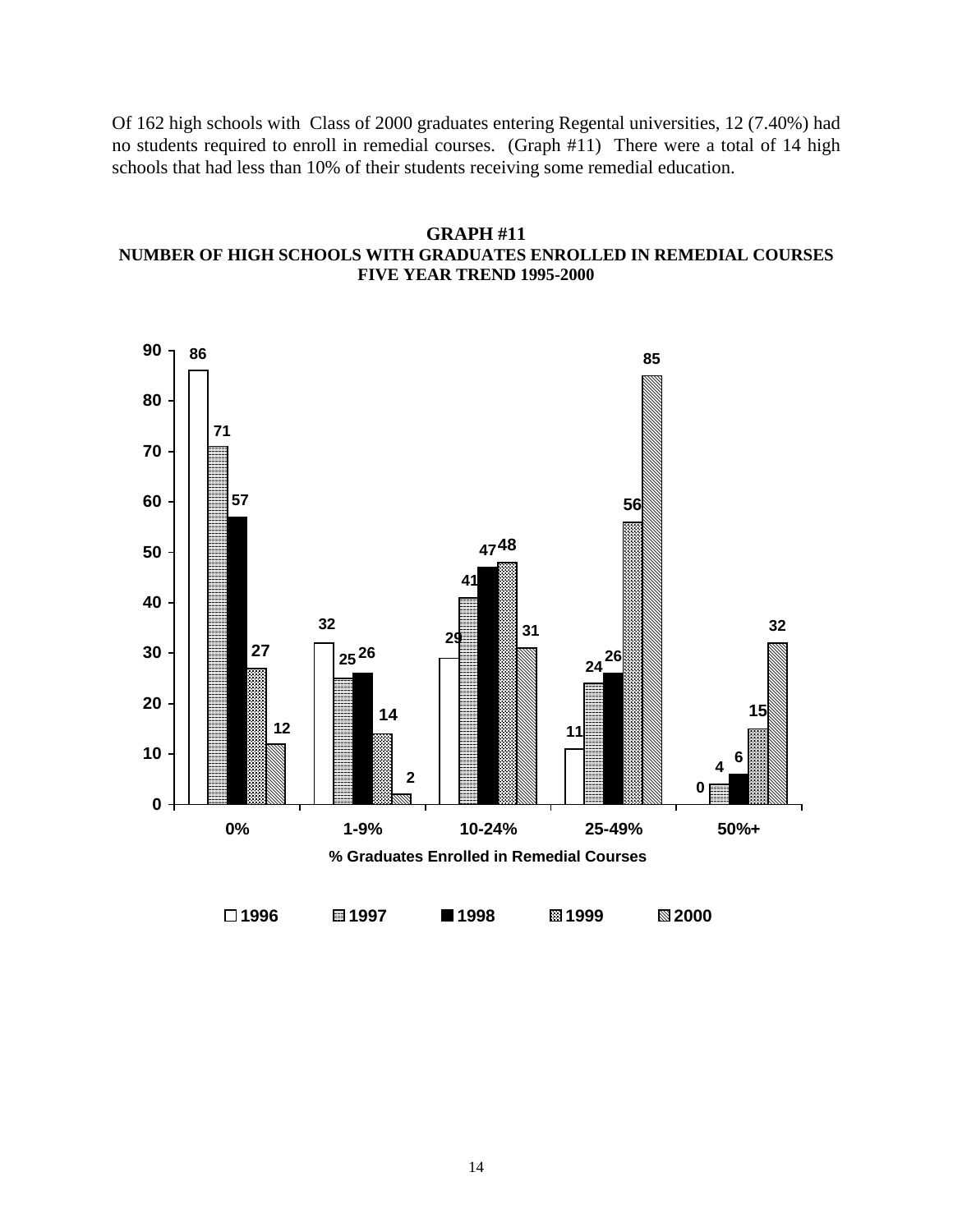Of 162 high schools with Class of 2000 graduates entering Regental universities, 12 (7.40%) had no students required to enroll in remedial courses. (Graph #11) There were a total of 14 high schools that had less than 10% of their students receiving some remedial education.

**GRAPH #11**
**NUMBER OF HIGH SCHOOLS WITH GRADUATES ENROLLED IN REMEDIAL COURSES**
**FIVE YEAR TREND 1995-2000**

| % Graduates Enrolled in Remedial Courses | 1996 | 1997 | 1998 | 1999 | 2000 |
|---|---|---|---|---|---|
| 0% | 86 | 71 | 57 | 27 | 12 |
| 1-9% | 32 | 25 | 26 | 14 | 2 |
| 10-24% | 29 | 41 | 47 | 48 | 31 |
| 25-49% | 11 | 24 | 26 | 56 | 85 |
| 50%+ | 0 | 4 | 6 | 15 | 32 |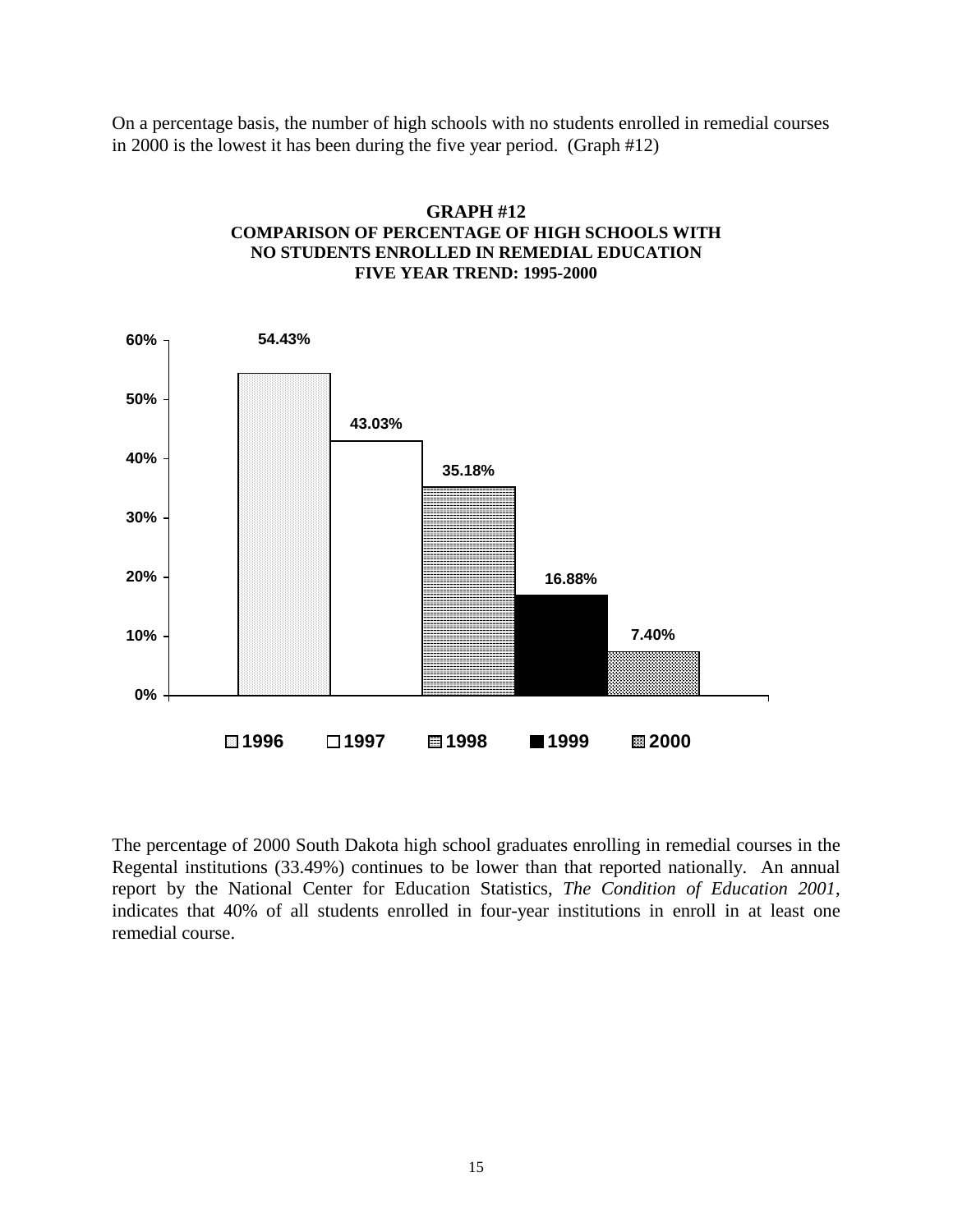On a percentage basis, the number of high schools with no students enrolled in remedial courses in 2000 is the lowest it has been during the five year period. (Graph #12)

**GRAPH #12**
**COMPARISON OF PERCENTAGE OF HIGH SCHOOLS WITH NO STUDENTS ENROLLED IN REMEDIAL EDUCATION**
**FIVE YEAR TREND: 1995-2000**

| Year | Percentage |
|---|---|
| 1996 | 54.43% |
| 1997 | 43.03% |
| 1998 | 35.18% |
| 1999 | 16.88% |
| 2000 | 7.40% |

The percentage of 2000 South Dakota high school graduates enrolling in remedial courses in the Regental institutions (33.49%) continues to be lower than that reported nationally. An annual report by the National Center for Education Statistics, *The Condition of Education 2001*, indicates that 40% of all students enrolled in four-year institutions in enroll in at least one remedial course.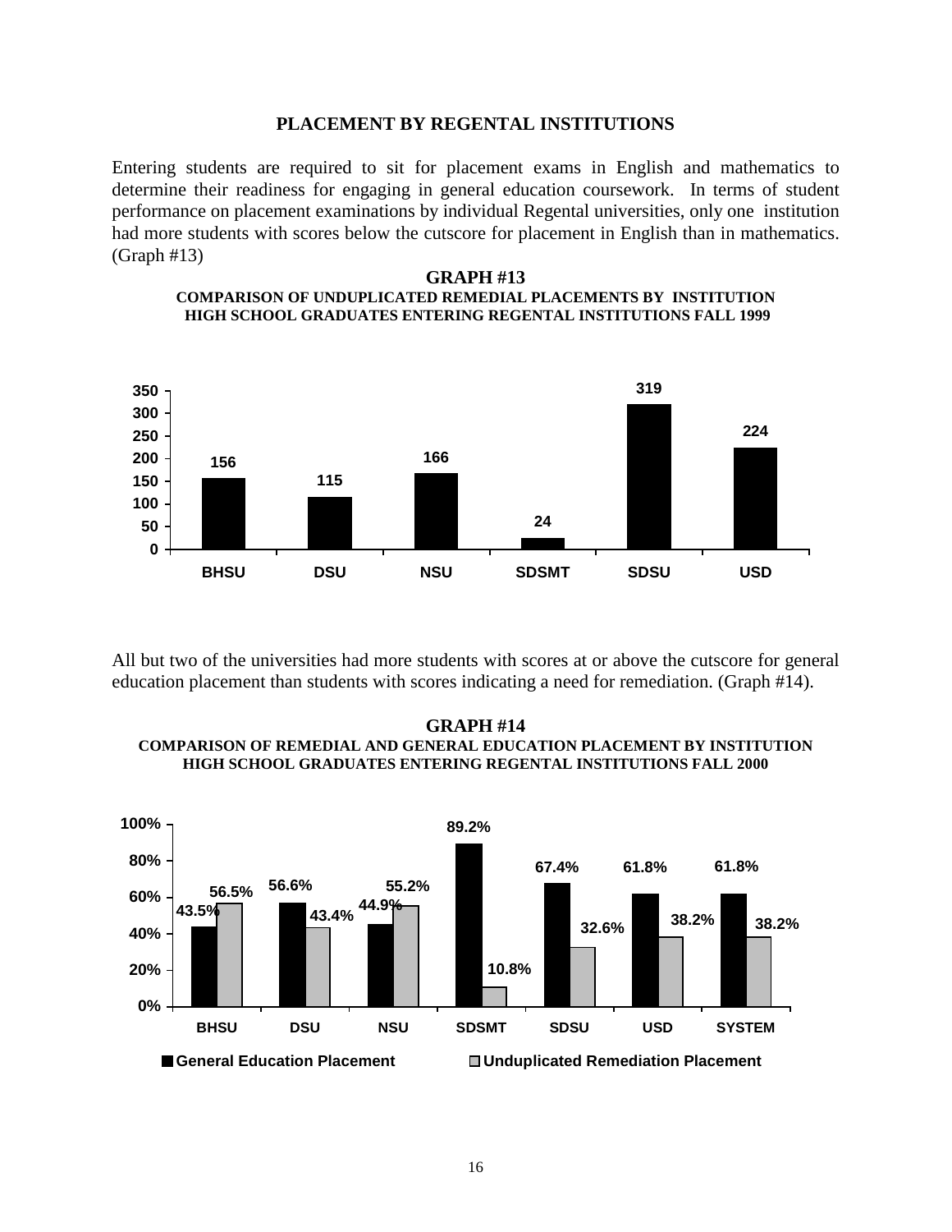## PLACEMENT BY REGENTAL INSTITUTIONS

Entering students are required to sit for placement exams in English and mathematics to determine their readiness for engaging in general education coursework. In terms of student performance on placement examinations by individual Regental universities, only one institution had more students with scores below the cutscore for placement in English than in mathematics. (Graph #13)

**GRAPH #13**
**COMPARISON OF UNDUPLICATED REMEDIAL PLACEMENTS BY INSTITUTION**
**HIGH SCHOOL GRADUATES ENTERING REGENTAL INSTITUTIONS FALL 1999**

| Institution | Unduplicated Remedial Placements |
|---|---|
| BHSU | 156 |
| DSU | 115 |
| NSU | 166 |
| SDSMT | 24 |
| SDSU | 319 |
| USD | 224 |

All but two of the universities had more students with scores at or above the cutscore for general education placement than students with scores indicating a need for remediation. (Graph #14).

**GRAPH #14**
**COMPARISON OF REMEDIAL AND GENERAL EDUCATION PLACEMENT BY INSTITUTION**
**HIGH SCHOOL GRADUATES ENTERING REGENTAL INSTITUTIONS FALL 2000**

| Institution | General Education Placement | Unduplicated Remediation Placement |
|---|---|---|
| BHSU | 43.5% | 56.5% |
| DSU | 56.6% | 43.4% |
| NSU | 44.9% | 55.2% |
| SDSMT | 89.2% | 10.8% |
| SDSU | 67.4% | 32.6% |
| USD | 61.8% | 38.2% |
| SYSTEM | 61.8% | 38.2% |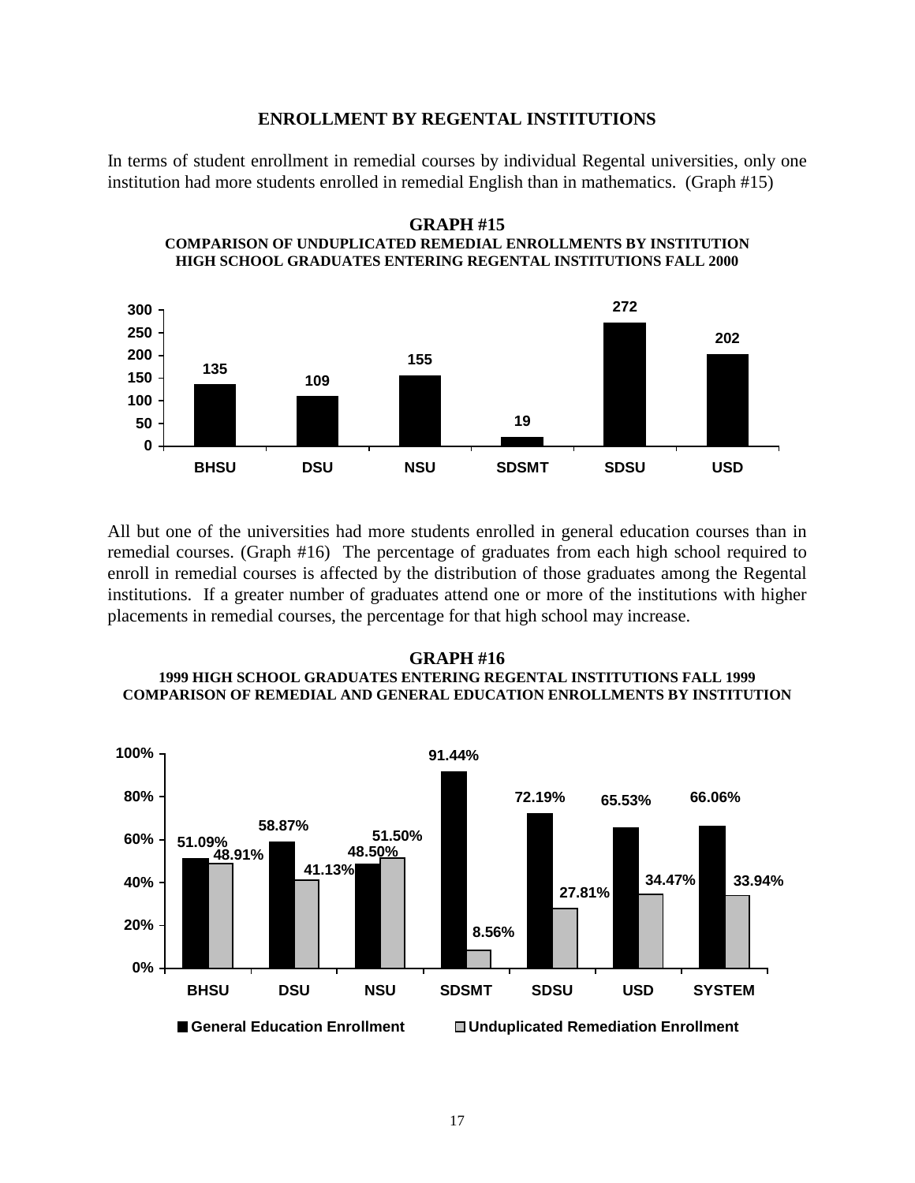## ENROLLMENT BY REGENTAL INSTITUTIONS

In terms of student enrollment in remedial courses by individual Regental universities, only one institution had more students enrolled in remedial English than in mathematics. (Graph #15)

**GRAPH #15**
**COMPARISON OF UNDUPLICATED REMEDIAL ENROLLMENTS BY INSTITUTION**
**HIGH SCHOOL GRADUATES ENTERING REGENTAL INSTITUTIONS FALL 2000**

| Institution | Unduplicated Remedial Enrollments |
|---|---|
| BHSU | 135 |
| DSU | 109 |
| NSU | 155 |
| SDSMT | 19 |
| SDSU | 272 |
| USD | 202 |

All but one of the universities had more students enrolled in general education courses than in remedial courses. (Graph #16) The percentage of graduates from each high school required to enroll in remedial courses is affected by the distribution of those graduates among the Regental institutions. If a greater number of graduates attend one or more of the institutions with higher placements in remedial courses, the percentage for that high school may increase.

**GRAPH #16**
**1999 HIGH SCHOOL GRADUATES ENTERING REGENTAL INSTITUTIONS FALL 1999**
**COMPARISON OF REMEDIAL AND GENERAL EDUCATION ENROLLMENTS BY INSTITUTION**

| Institution | General Education Enrollment | Unduplicated Remediation Enrollment |
|---|---|---|
| BHSU | 51.09% | 48.91% |
| DSU | 58.87% | 41.13% |
| NSU | 48.50% | 51.50% |
| SDSMT | 91.44% | 8.56% |
| SDSU | 72.19% | 27.81% |
| USD | 65.53% | 34.47% |
| SYSTEM | 66.06% | 33.94% |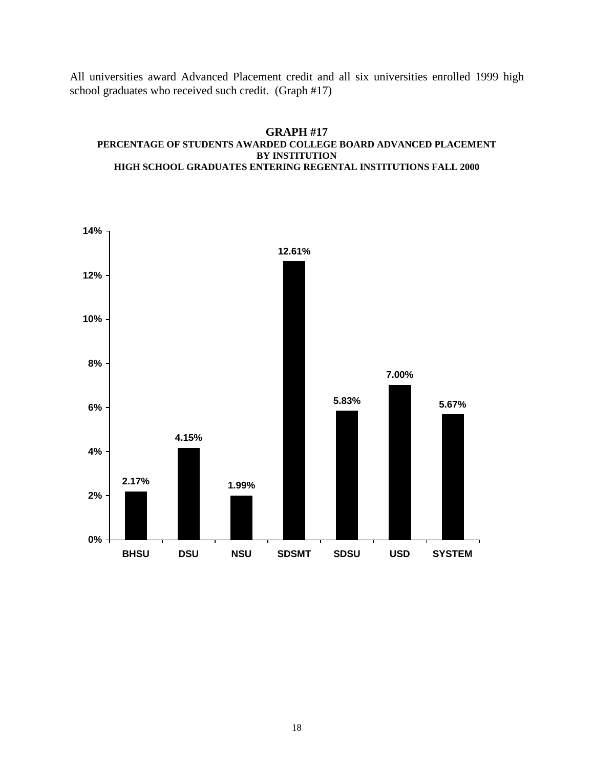All universities award Advanced Placement credit and all six universities enrolled 1999 high school graduates who received such credit. (Graph #17)

**GRAPH #17**
**PERCENTAGE OF STUDENTS AWARDED COLLEGE BOARD ADVANCED PLACEMENT BY INSTITUTION**
**HIGH SCHOOL GRADUATES ENTERING REGENTAL INSTITUTIONS FALL 2000**

| Institution | Percentage |
|---|---|
| BHSU | 2.17% |
| DSU | 4.15% |
| NSU | 1.99% |
| SDSMT | 12.61% |
| SDSU | 5.83% |
| USD | 7.00% |
| SYSTEM | 5.67% |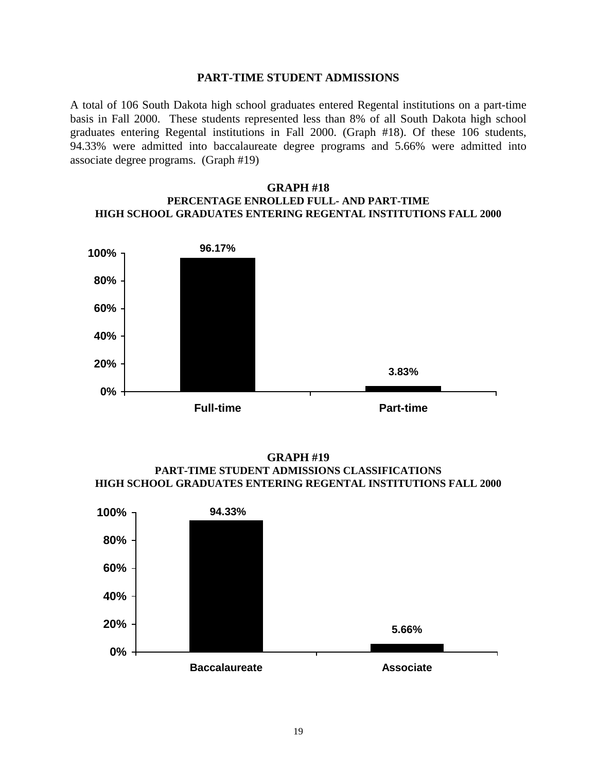## PART-TIME STUDENT ADMISSIONS

A total of 106 South Dakota high school graduates entered Regental institutions on a part-time basis in Fall 2000. These students represented less than 8% of all South Dakota high school graduates entering Regental institutions in Fall 2000. (Graph #18). Of these 106 students, 94.33% were admitted into baccalaureate degree programs and 5.66% were admitted into associate degree programs. (Graph #19)

**GRAPH #18**
**PERCENTAGE ENROLLED FULL- AND PART-TIME**
**HIGH SCHOOL GRADUATES ENTERING REGENTAL INSTITUTIONS FALL 2000**

| Enrollment | Percentage |
|---|---|
| Full-time | 96.17% |
| Part-time | 3.83% |

**GRAPH #19**
**PART-TIME STUDENT ADMISSIONS CLASSIFICATIONS**
**HIGH SCHOOL GRADUATES ENTERING REGENTAL INSTITUTIONS FALL 2000**

| Classification | Percentage |
|---|---|
| Baccalaureate | 94.33% |
| Associate | 5.66% |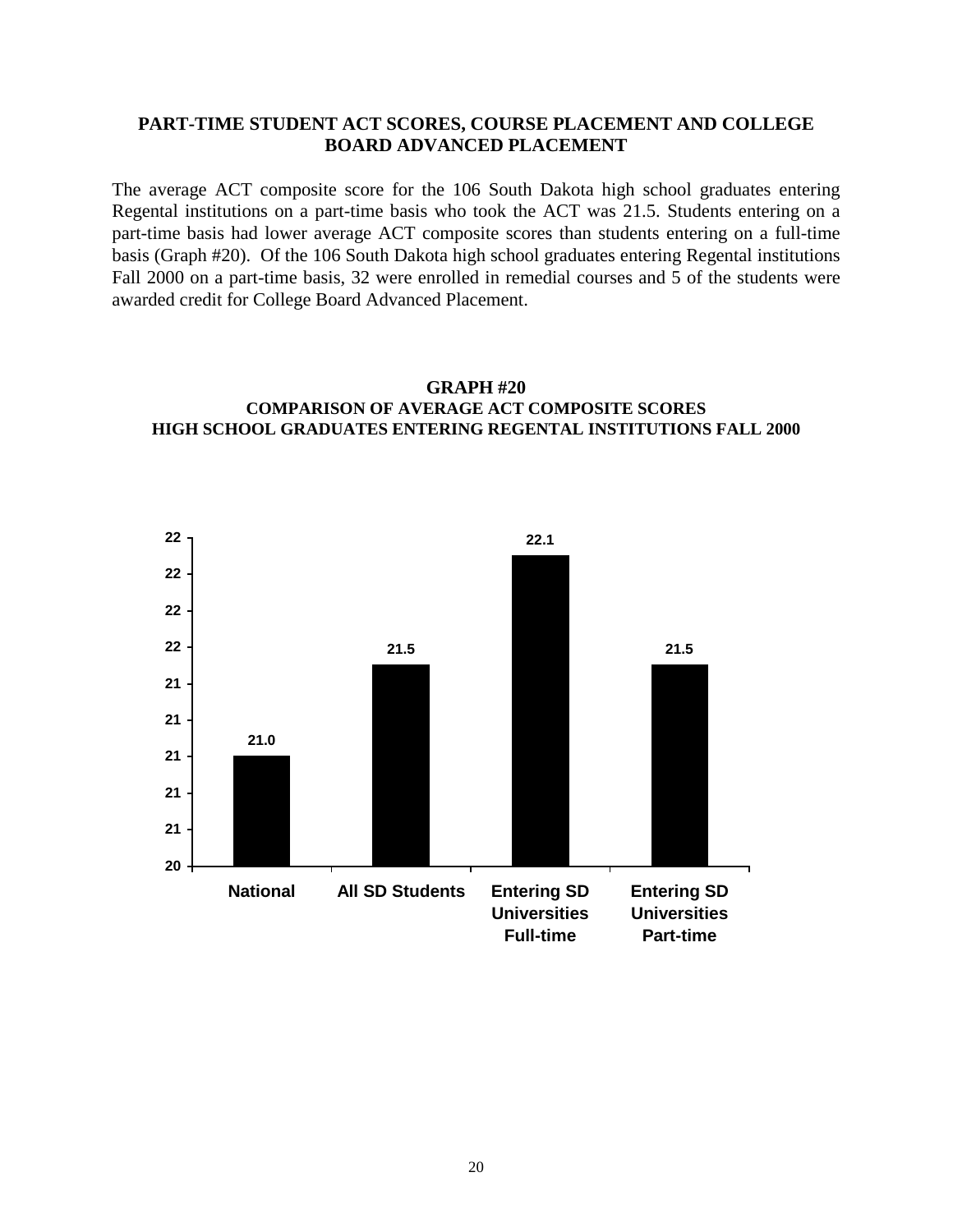## PART-TIME STUDENT ACT SCORES, COURSE PLACEMENT AND COLLEGE BOARD ADVANCED PLACEMENT

The average ACT composite score for the 106 South Dakota high school graduates entering Regental institutions on a part-time basis who took the ACT was 21.5. Students entering on a part-time basis had lower average ACT composite scores than students entering on a full-time basis (Graph #20). Of the 106 South Dakota high school graduates entering Regental institutions Fall 2000 on a part-time basis, 32 were enrolled in remedial courses and 5 of the students were awarded credit for College Board Advanced Placement.

### GRAPH #20
### COMPARISON OF AVERAGE ACT COMPOSITE SCORES
### HIGH SCHOOL GRADUATES ENTERING REGENTAL INSTITUTIONS FALL 2000

22
22
22
22
21
21
21
21
21
20

21.0
21.5
22.1
21.5

National
All SD Students
Entering SD Universities Full-time
Entering SD Universities Part-time